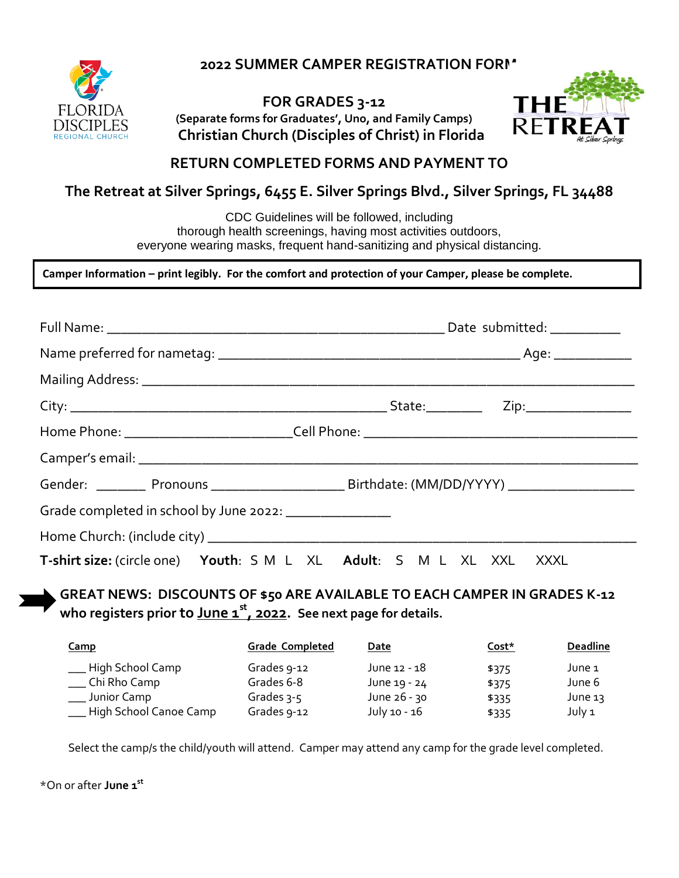# 2022 SUMMER CAMPER REGISTRATION FORM

**FOR GRADES 3-12**

**(Separate forms for Graduates', Uno, and Family Camps)**

**Christian Church (Disciples of Christ) in Florida**

FLORIDA DISCIPLES REGIONAL CHURCH

THE RETREAT At Silver Springs

## RETURN COMPLETED FORMS AND PAYMENT TO

## The Retreat at Silver Springs, 6455 E. Silver Springs Blvd., Silver Springs, FL 34488

CDC Guidelines will be followed, including thorough health screenings, having most activities outdoors, everyone wearing masks, frequent hand-sanitizing and physical distancing.

**Camper Information – print legibly. For the comfort and protection of your Camper, please be complete.**

Full Name: _______________________________________________ Date submitted: __________

Name preferred for nametag: __________________________________________ Age: ___________

Mailing Address: ________________________________________________________________

City: _____________________________________________ State:________ Zip:______________

Home Phone: _______________________Cell Phone: ______________________________________

Camper's email: _____________________________________________________________________

Gender: _______ Pronouns __________________ Birthdate: (MM/DD/YYYY) _________________

Grade completed in school by June 2022: _______________

Home Church: (include city) ___________________________________________________________

**T-shirt size:** (circle one) **Youth**: S M L XL **Adult**: S M L XL XXL XXXL

➡ **GREAT NEWS: DISCOUNTS OF $50 ARE AVAILABLE TO EACH CAMPER IN GRADES K-12 who registers prior to June 1st, 2022. See next page for details.**

| Camp | Grade Completed | Date | Cost* | Deadline |
|---|---|---|---|---|
| ___ High School Camp | Grades 9-12 | June 12 - 18 | $375 | June 1 |
| ___ Chi Rho Camp | Grades 6-8 | June 19 - 24 | $375 | June 6 |
| ___ Junior Camp | Grades 3-5 | June 26 - 30 | $335 | June 13 |
| ___ High School Canoe Camp | Grades 9-12 | July 10 - 16 | $335 | July 1 |

Select the camp/s the child/youth will attend. Camper may attend any camp for the grade level completed.

*On or after **June 1st**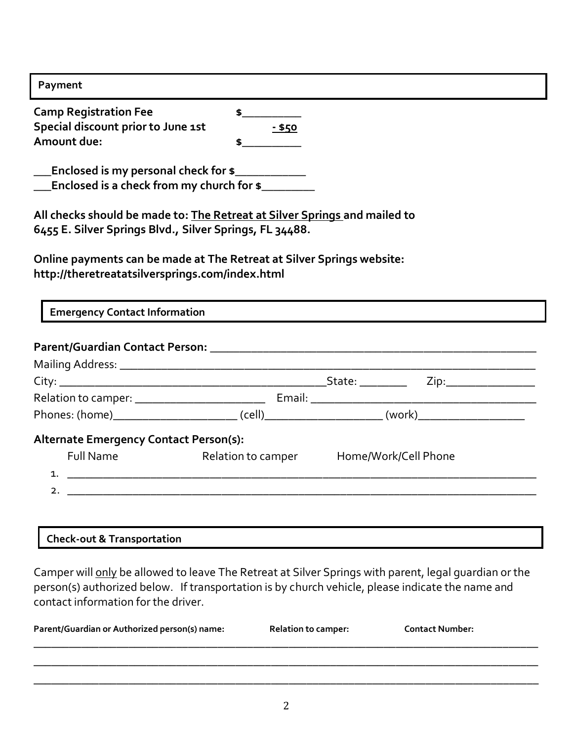## Payment

**Camp Registration Fee** **$__________**
**Special discount prior to June 1st** **- $50**
**Amount due:** **$__________**

**___Enclosed is my personal check for $____________**
**___Enclosed is a check from my church for $_________**

**All checks should be made to: The Retreat at Silver Springs and mailed to 6455 E. Silver Springs Blvd., Silver Springs, FL 34488.**

**Online payments can be made at The Retreat at Silver Springs website: http://theretreatatsilversprings.com/index.html**

## Emergency Contact Information

**Parent/Guardian Contact Person:** ________________________________________________________

Mailing Address: ______________________________________________________________________

City: ____________________________________________State: ________ Zip:_______________

Relation to camper: ______________________ Email: ______________________________________

Phones: (home)_____________________ (cell)____________________ (work)__________________

**Alternate Emergency Contact Person(s):**

Full Name Relation to camper Home/Work/Cell Phone

1. ________________________________________________________________________________
2. ________________________________________________________________________________

## Check-out & Transportation

Camper will only be allowed to leave The Retreat at Silver Springs with parent, legal guardian or the person(s) authorized below. If transportation is by church vehicle, please indicate the name and contact information for the driver.

**Parent/Guardian or Authorized person(s) name:** **Relation to camper:** **Contact Number:**

______________________________________________________________________________________

______________________________________________________________________________________

______________________________________________________________________________________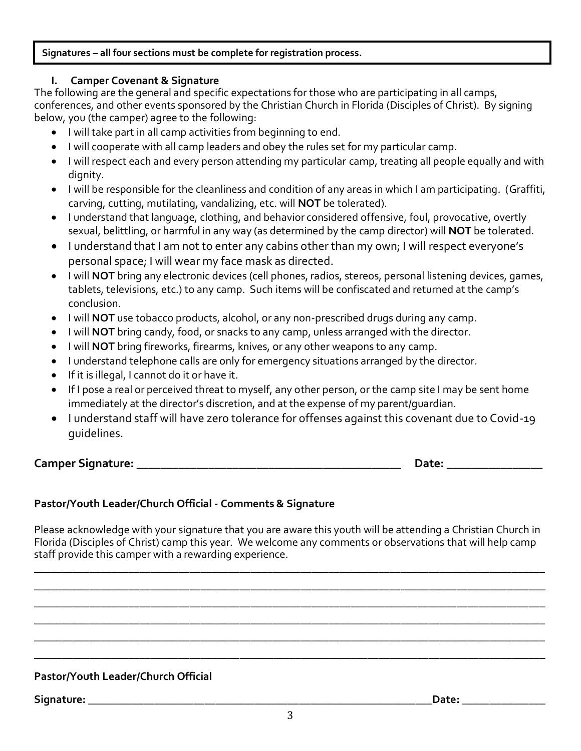**Signatures – all four sections must be complete for registration process.**

### I. Camper Covenant & Signature

The following are the general and specific expectations for those who are participating in all camps, conferences, and other events sponsored by the Christian Church in Florida (Disciples of Christ). By signing below, you (the camper) agree to the following:

- I will take part in all camp activities from beginning to end.
- I will cooperate with all camp leaders and obey the rules set for my particular camp.
- I will respect each and every person attending my particular camp, treating all people equally and with dignity.
- I will be responsible for the cleanliness and condition of any areas in which I am participating. (Graffiti, carving, cutting, mutilating, vandalizing, etc. will **NOT** be tolerated).
- I understand that language, clothing, and behavior considered offensive, foul, provocative, overtly sexual, belittling, or harmful in any way (as determined by the camp director) will **NOT** be tolerated.
- I understand that I am not to enter any cabins other than my own; I will respect everyone's personal space; I will wear my face mask as directed.
- I will **NOT** bring any electronic devices (cell phones, radios, stereos, personal listening devices, games, tablets, televisions, etc.) to any camp. Such items will be confiscated and returned at the camp's conclusion.
- I will **NOT** use tobacco products, alcohol, or any non-prescribed drugs during any camp.
- I will **NOT** bring candy, food, or snacks to any camp, unless arranged with the director.
- I will **NOT** bring fireworks, firearms, knives, or any other weapons to any camp.
- I understand telephone calls are only for emergency situations arranged by the director.
- If it is illegal, I cannot do it or have it.
- If I pose a real or perceived threat to myself, any other person, or the camp site I may be sent home immediately at the director's discretion, and at the expense of my parent/guardian.
- I understand staff will have zero tolerance for offenses against this covenant due to Covid-19 guidelines.

**Camper Signature:** ____________________________________________ **Date:** _______________

**Pastor/Youth Leader/Church Official - Comments & Signature**

Please acknowledge with your signature that you are aware this youth will be attending a Christian Church in Florida (Disciples of Christ) camp this year. We welcome any comments or observations that will help camp staff provide this camper with a rewarding experience.

______________________________________________________________________________________________

______________________________________________________________________________________________

______________________________________________________________________________________________

______________________________________________________________________________________________

______________________________________________________________________________________________

______________________________________________________________________________________________

**Pastor/Youth Leader/Church Official**

**Signature:** _______________________________________________________________ **Date:** ______________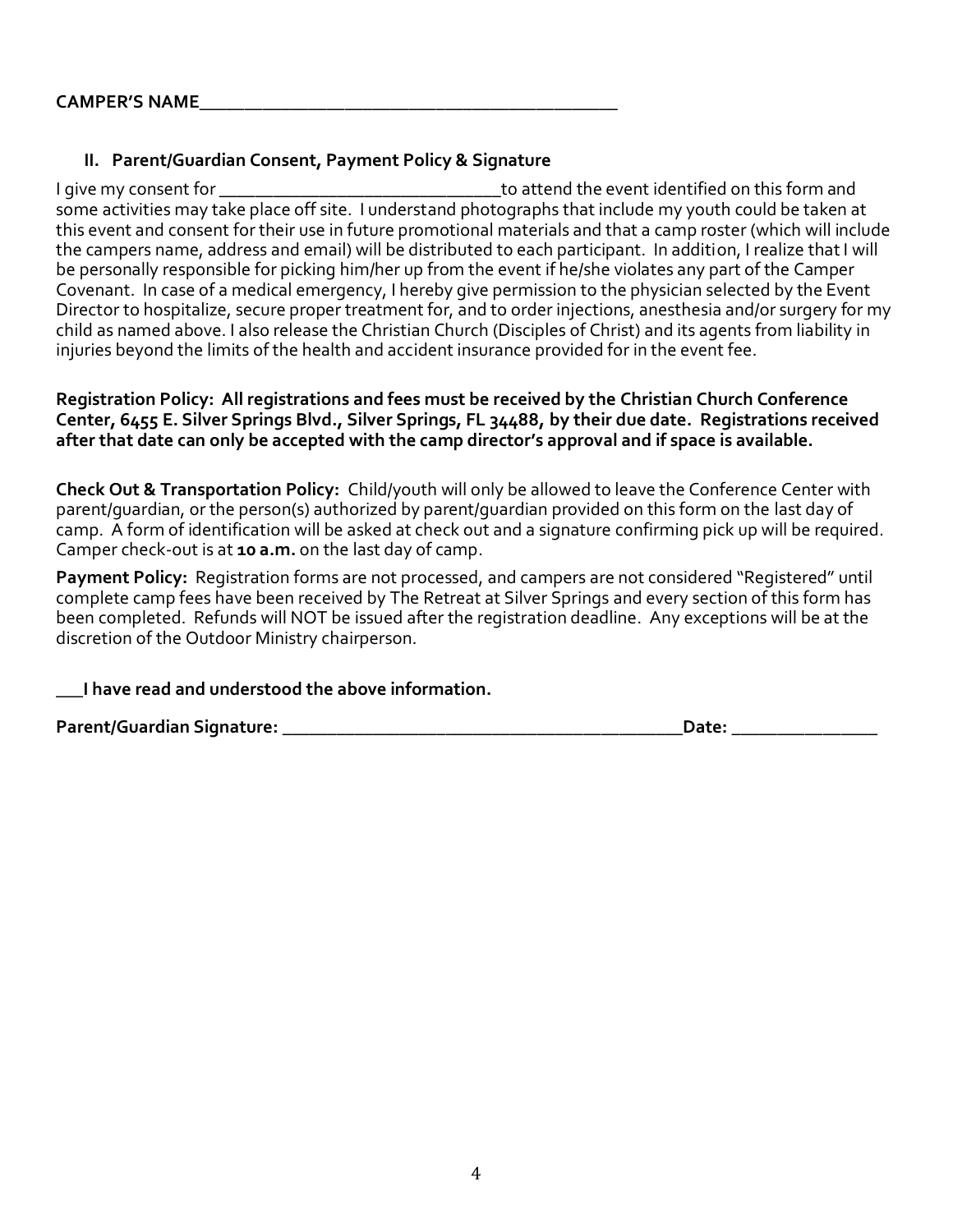**CAMPER'S NAME**_____________________________________________

### II. Parent/Guardian Consent, Payment Policy & Signature

I give my consent for ______________________________to attend the event identified on this form and some activities may take place off site. I understand photographs that include my youth could be taken at this event and consent for their use in future promotional materials and that a camp roster (which will include the campers name, address and email) will be distributed to each participant. In addition, I realize that I will be personally responsible for picking him/her up from the event if he/she violates any part of the Camper Covenant. In case of a medical emergency, I hereby give permission to the physician selected by the Event Director to hospitalize, secure proper treatment for, and to order injections, anesthesia and/or surgery for my child as named above. I also release the Christian Church (Disciples of Christ) and its agents from liability in injuries beyond the limits of the health and accident insurance provided for in the event fee.

**Registration Policy: All registrations and fees must be received by the Christian Church Conference Center, 6455 E. Silver Springs Blvd., Silver Springs, FL 34488, by their due date. Registrations received after that date can only be accepted with the camp director's approval and if space is available.**

**Check Out & Transportation Policy:** Child/youth will only be allowed to leave the Conference Center with parent/guardian, or the person(s) authorized by parent/guardian provided on this form on the last day of camp. A form of identification will be asked at check out and a signature confirming pick up will be required. Camper check-out is at **10 a.m.** on the last day of camp.

**Payment Policy:** Registration forms are not processed, and campers are not considered "Registered" until complete camp fees have been received by The Retreat at Silver Springs and every section of this form has been completed. Refunds will NOT be issued after the registration deadline. Any exceptions will be at the discretion of the Outdoor Ministry chairperson.

**___I have read and understood the above information.**

**Parent/Guardian Signature:** ___________________________________________**Date:** _______________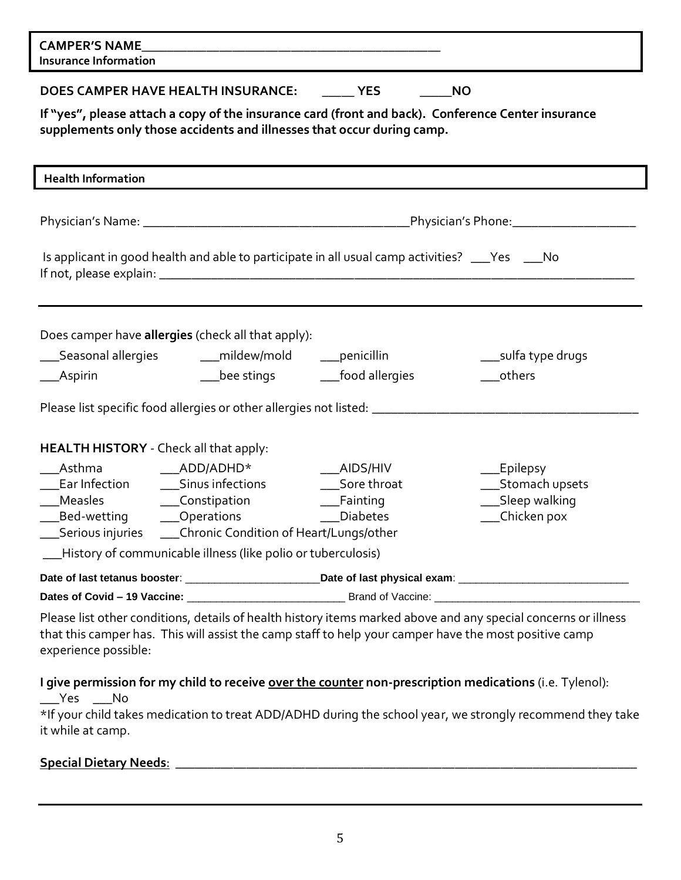**CAMPER'S NAME**______________________________________________

**Insurance Information**

**DOES CAMPER HAVE HEALTH INSURANCE:** _____ **YES** _____**NO**

**If "yes", please attach a copy of the insurance card (front and back). Conference Center insurance supplements only those accidents and illnesses that occur during camp.**

**Health Information**

Physician's Name: ________________________________________Physician's Phone:___________________

Is applicant in good health and able to participate in all usual camp activities? ___Yes ___No
If not, please explain: ___________________________________________________________________________

Does camper have **allergies** (check all that apply):

___Seasonal allergies ___mildew/mold ___penicillin ___sulfa type drugs
___Aspirin ___bee stings ___food allergies ___others

Please list specific food allergies or other allergies not listed: ________________________________________

**HEALTH HISTORY** - Check all that apply:

___Asthma ___ADD/ADHD* ___AIDS/HIV ___Epilepsy
___Ear Infection ___Sinus infections ___Sore throat ___Stomach upsets
___Measles ___Constipation ___Fainting ___Sleep walking
___Bed-wetting ___Operations ___Diabetes ___Chicken pox
___Serious injuries ___Chronic Condition of Heart/Lungs/other
___History of communicable illness (like polio or tuberculosis)

**Date of last tetanus booster**: ______________________**Date of last physical exam**: ___________________________

**Dates of Covid – 19 Vaccine:** __________________________ Brand of Vaccine: ________________________________

Please list other conditions, details of health history items marked above and any special concerns or illness that this camper has. This will assist the camp staff to help your camper have the most positive camp experience possible:

**I give permission for my child to receive <u>over the counter</u> non-prescription medications** (i.e. Tylenol):
___Yes ___No

*If your child takes medication to treat ADD/ADHD during the school year, we strongly recommend they take it while at camp.

**<u>Special Dietary Needs</u>**: ___________________________________________________________________________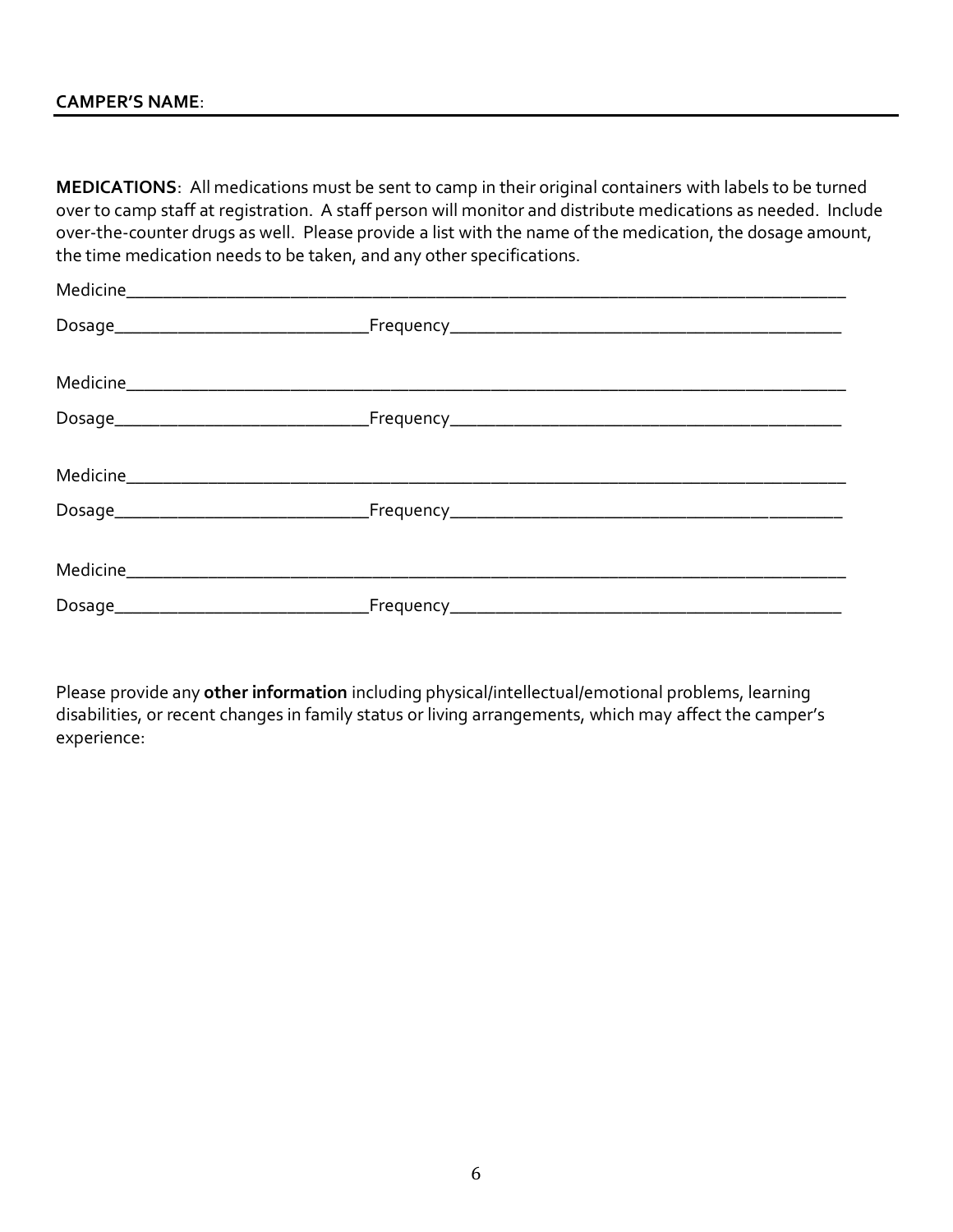**CAMPER'S NAME**:

---

**MEDICATIONS**: All medications must be sent to camp in their original containers with labels to be turned over to camp staff at registration. A staff person will monitor and distribute medications as needed. Include over-the-counter drugs as well. Please provide a list with the name of the medication, the dosage amount, the time medication needs to be taken, and any other specifications.

Medicine_______________________________________________________________________________

Dosage___________________________Frequency_______________________________________

Medicine_______________________________________________________________________________

Dosage___________________________Frequency_______________________________________

Medicine_______________________________________________________________________________

Dosage___________________________Frequency_______________________________________

Medicine_______________________________________________________________________________

Dosage___________________________Frequency_______________________________________

Please provide any **other information** including physical/intellectual/emotional problems, learning disabilities, or recent changes in family status or living arrangements, which may affect the camper's experience: